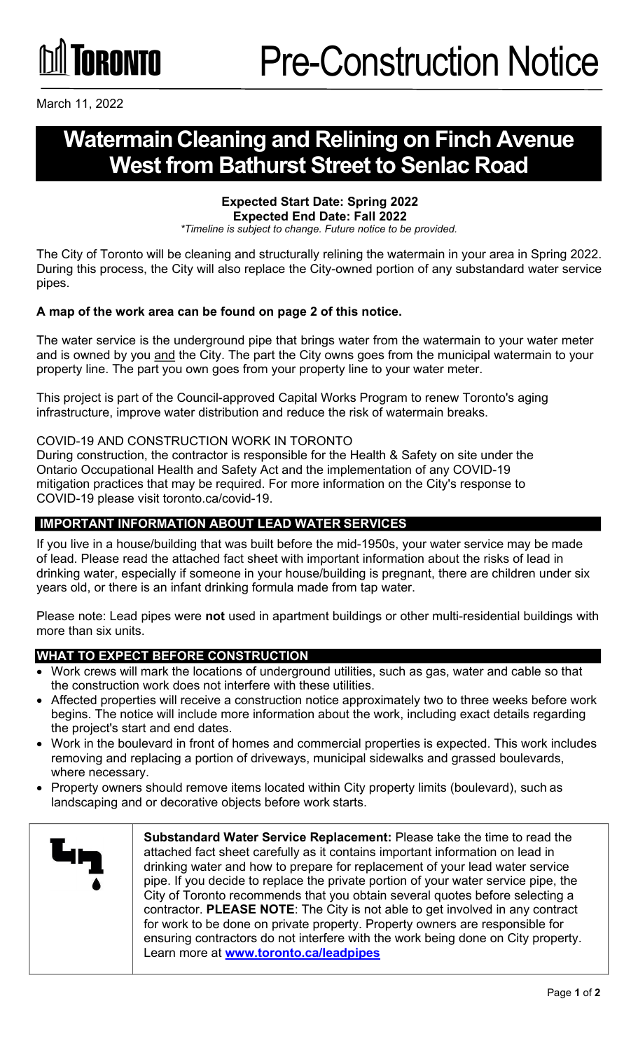TORONTO

# Pre-Construction Notice

March 11, 2022

# Watermain Cleaning and Relining on Finch Avenue West from Bathurst Street to Senlac Road

**Expected Start Date: Spring 2022**
**Expected End Date: Fall 2022**
*\*Timeline is subject to change. Future notice to be provided.*

The City of Toronto will be cleaning and structurally relining the watermain in your area in Spring 2022. During this process, the City will also replace the City-owned portion of any substandard water service pipes.

**A map of the work area can be found on page 2 of this notice.**

The water service is the underground pipe that brings water from the watermain to your water meter and is owned by you <u>and</u> the City. The part the City owns goes from the municipal watermain to your property line. The part you own goes from your property line to your water meter.

This project is part of the Council-approved Capital Works Program to renew Toronto's aging infrastructure, improve water distribution and reduce the risk of watermain breaks.

COVID-19 AND CONSTRUCTION WORK IN TORONTO
During construction, the contractor is responsible for the Health & Safety on site under the Ontario Occupational Health and Safety Act and the implementation of any COVID-19 mitigation practices that may be required. For more information on the City's response to COVID-19 please visit toronto.ca/covid-19.

## IMPORTANT INFORMATION ABOUT LEAD WATER SERVICES

If you live in a house/building that was built before the mid-1950s, your water service may be made of lead. Please read the attached fact sheet with important information about the risks of lead in drinking water, especially if someone in your house/building is pregnant, there are children under six years old, or there is an infant drinking formula made from tap water.

Please note: Lead pipes were **not** used in apartment buildings or other multi-residential buildings with more than six units.

## WHAT TO EXPECT BEFORE CONSTRUCTION

- Work crews will mark the locations of underground utilities, such as gas, water and cable so that the construction work does not interfere with these utilities.
- Affected properties will receive a construction notice approximately two to three weeks before work begins. The notice will include more information about the work, including exact details regarding the project's start and end dates.
- Work in the boulevard in front of homes and commercial properties is expected. This work includes removing and replacing a portion of driveways, municipal sidewalks and grassed boulevards, where necessary.
- Property owners should remove items located within City property limits (boulevard), such as landscaping and or decorative objects before work starts.

**Substandard Water Service Replacement:** Please take the time to read the attached fact sheet carefully as it contains important information on lead in drinking water and how to prepare for replacement of your lead water service pipe. If you decide to replace the private portion of your water service pipe, the City of Toronto recommends that you obtain several quotes before selecting a contractor. **PLEASE NOTE**: The City is not able to get involved in any contract for work to be done on private property. Property owners are responsible for ensuring contractors do not interfere with the work being done on City property. Learn more at **[www.toronto.ca/leadpipes](www.toronto.ca/leadpipes)**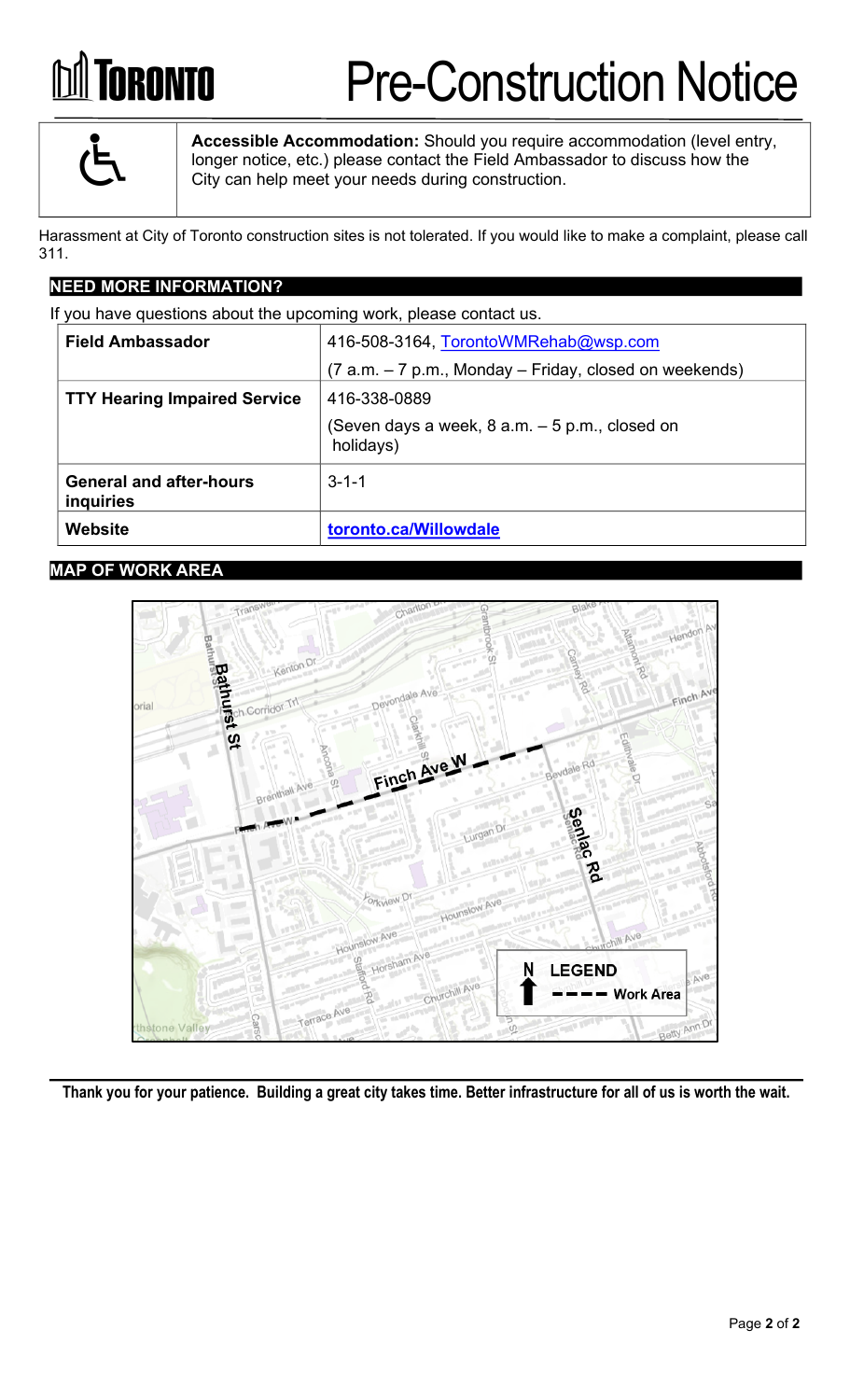# Pre-Construction Notice

**Accessible Accommodation:** Should you require accommodation (level entry, longer notice, etc.) please contact the Field Ambassador to discuss how the City can help meet your needs during construction.

Harassment at City of Toronto construction sites is not tolerated. If you would like to make a complaint, please call 311.

## NEED MORE INFORMATION?

If you have questions about the upcoming work, please contact us.

| | |
|---|---|
| **Field Ambassador** | 416-508-3164, TorontoWMRehab@wsp.com<br>(7 a.m. – 7 p.m., Monday – Friday, closed on weekends) |
| **TTY Hearing Impaired Service** | 416-338-0889<br>(Seven days a week, 8 a.m. – 5 p.m., closed on holidays) |
| **General and after-hours inquiries** | 3-1-1 |
| **Website** | **toronto.ca/Willowdale** |

## MAP OF WORK AREA

Bathurst St

Finch Ave W

Senlac Rd

N

LEGEND

Work Area

**Thank you for your patience. Building a great city takes time. Better infrastructure for all of us is worth the wait.**